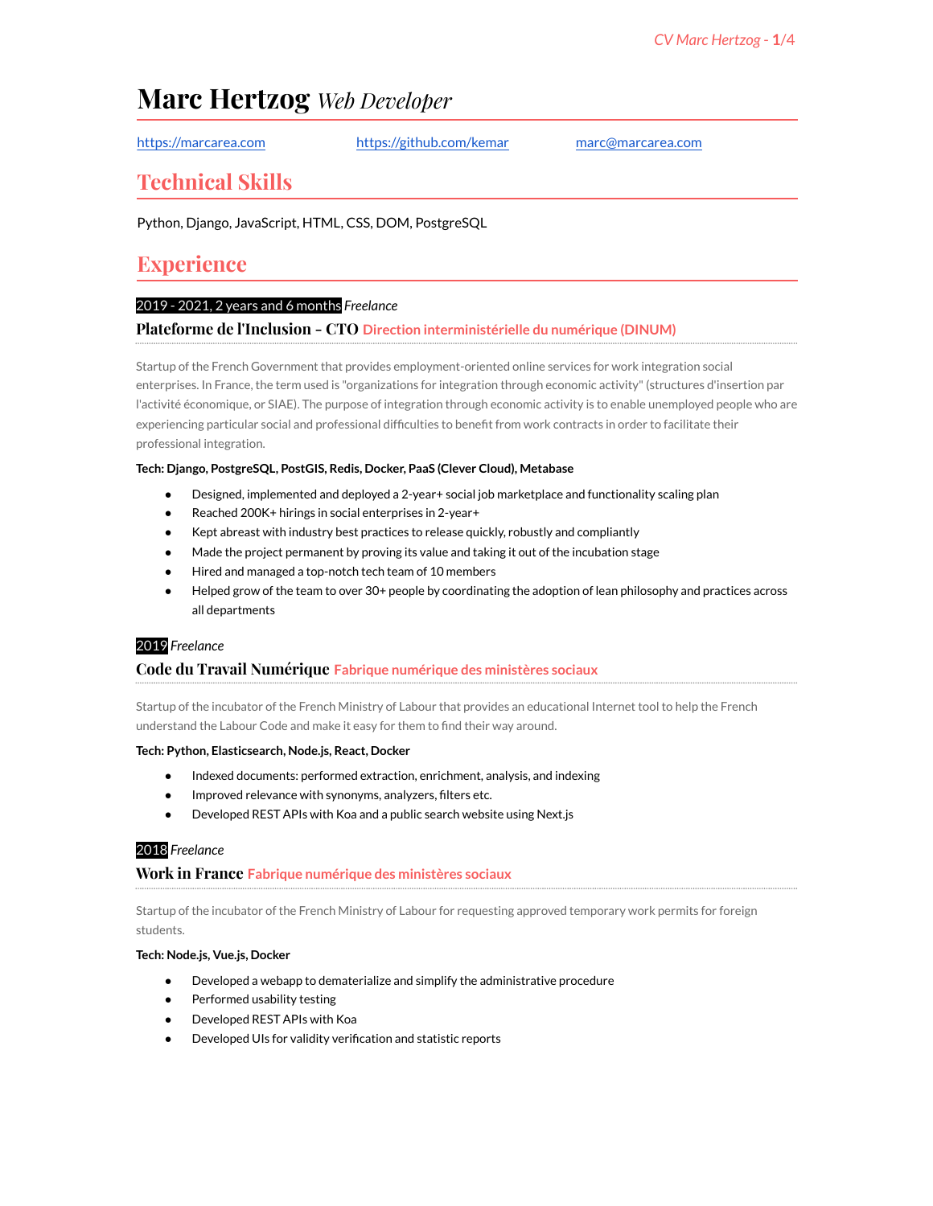# Marc Hertzog *Web Developer*

https://marcarea.com https://github.com/kemar marc@marcarea.com

## Technical Skills

Python, Django, JavaScript, HTML, CSS, DOM, PostgreSQL

## Experience

2019 - 2021, 2 years and 6 months *Freelance*

### Plateforme de l'Inclusion - CTO Direction interministérielle du numérique (DINUM)

Startup of the French Government that provides employment-oriented online services for work integration social enterprises. In France, the term used is "organizations for integration through economic activity" (structures d'insertion par l'activité économique, or SIAE). The purpose of integration through economic activity is to enable unemployed people who are experiencing particular social and professional difficulties to benefit from work contracts in order to facilitate their professional integration.

**Tech: Django, PostgreSQL, PostGIS, Redis, Docker, PaaS (Clever Cloud), Metabase**

- Designed, implemented and deployed a 2-year+ social job marketplace and functionality scaling plan
- Reached 200K+ hirings in social enterprises in 2-year+
- Kept abreast with industry best practices to release quickly, robustly and compliantly
- Made the project permanent by proving its value and taking it out of the incubation stage
- Hired and managed a top-notch tech team of 10 members
- Helped grow of the team to over 30+ people by coordinating the adoption of lean philosophy and practices across all departments

2019 *Freelance*

### Code du Travail Numérique Fabrique numérique des ministères sociaux

Startup of the incubator of the French Ministry of Labour that provides an educational Internet tool to help the French understand the Labour Code and make it easy for them to find their way around.

**Tech: Python, Elasticsearch, Node.js, React, Docker**

- Indexed documents: performed extraction, enrichment, analysis, and indexing
- Improved relevance with synonyms, analyzers, filters etc.
- Developed REST APIs with Koa and a public search website using Next.js

2018 *Freelance*

### Work in France Fabrique numérique des ministères sociaux

Startup of the incubator of the French Ministry of Labour for requesting approved temporary work permits for foreign students.

**Tech: Node.js, Vue.js, Docker**

- Developed a webapp to dematerialize and simplify the administrative procedure
- Performed usability testing
- Developed REST APIs with Koa
- Developed UIs for validity verification and statistic reports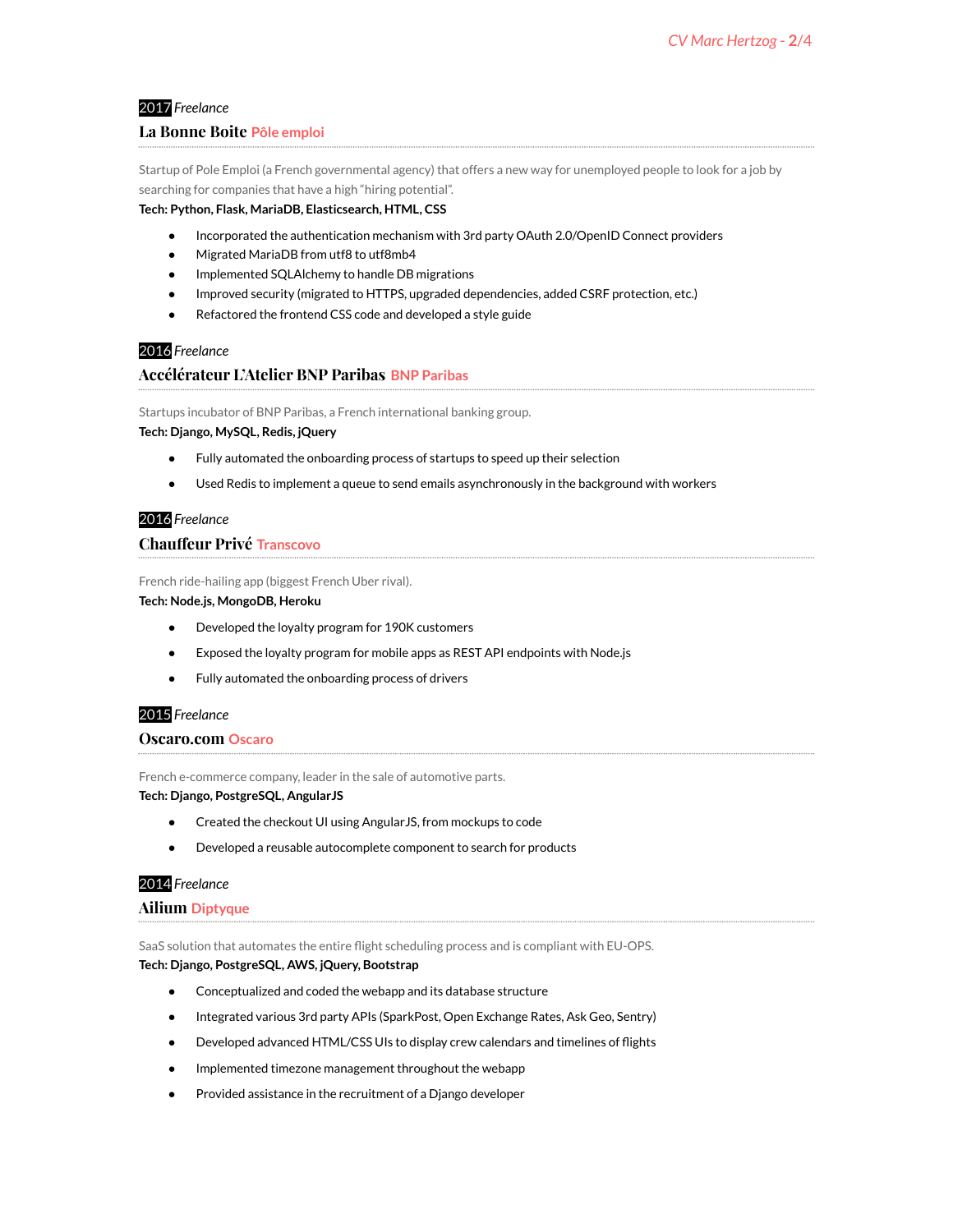**2017** *Freelance*

### La Bonne Boite Pôle emploi

Startup of Pole Emploi (a French governmental agency) that offers a new way for unemployed people to look for a job by searching for companies that have a high "hiring potential".

**Tech: Python, Flask, MariaDB, Elasticsearch, HTML, CSS**

- Incorporated the authentication mechanism with 3rd party OAuth 2.0/OpenID Connect providers
- Migrated MariaDB from utf8 to utf8mb4
- Implemented SQLAlchemy to handle DB migrations
- Improved security (migrated to HTTPS, upgraded dependencies, added CSRF protection, etc.)
- Refactored the frontend CSS code and developed a style guide

**2016** *Freelance*

### Accélérateur L'Atelier BNP Paribas BNP Paribas

Startups incubator of BNP Paribas, a French international banking group.

**Tech: Django, MySQL, Redis, jQuery**

- Fully automated the onboarding process of startups to speed up their selection
- Used Redis to implement a queue to send emails asynchronously in the background with workers

**2016** *Freelance*

### Chauffeur Privé Transcovo

French ride-hailing app (biggest French Uber rival).

**Tech: Node.js, MongoDB, Heroku**

- Developed the loyalty program for 190K customers
- Exposed the loyalty program for mobile apps as REST API endpoints with Node.js
- Fully automated the onboarding process of drivers

**2015** *Freelance*

### Oscaro.com Oscaro

French e-commerce company, leader in the sale of automotive parts.

**Tech: Django, PostgreSQL, AngularJS**

- Created the checkout UI using AngularJS, from mockups to code
- Developed a reusable autocomplete component to search for products

**2014** *Freelance*

### Ailium Diptyque

SaaS solution that automates the entire flight scheduling process and is compliant with EU-OPS.

**Tech: Django, PostgreSQL, AWS, jQuery, Bootstrap**

- Conceptualized and coded the webapp and its database structure
- Integrated various 3rd party APIs (SparkPost, Open Exchange Rates, Ask Geo, Sentry)
- Developed advanced HTML/CSS UIs to display crew calendars and timelines of flights
- Implemented timezone management throughout the webapp
- Provided assistance in the recruitment of a Django developer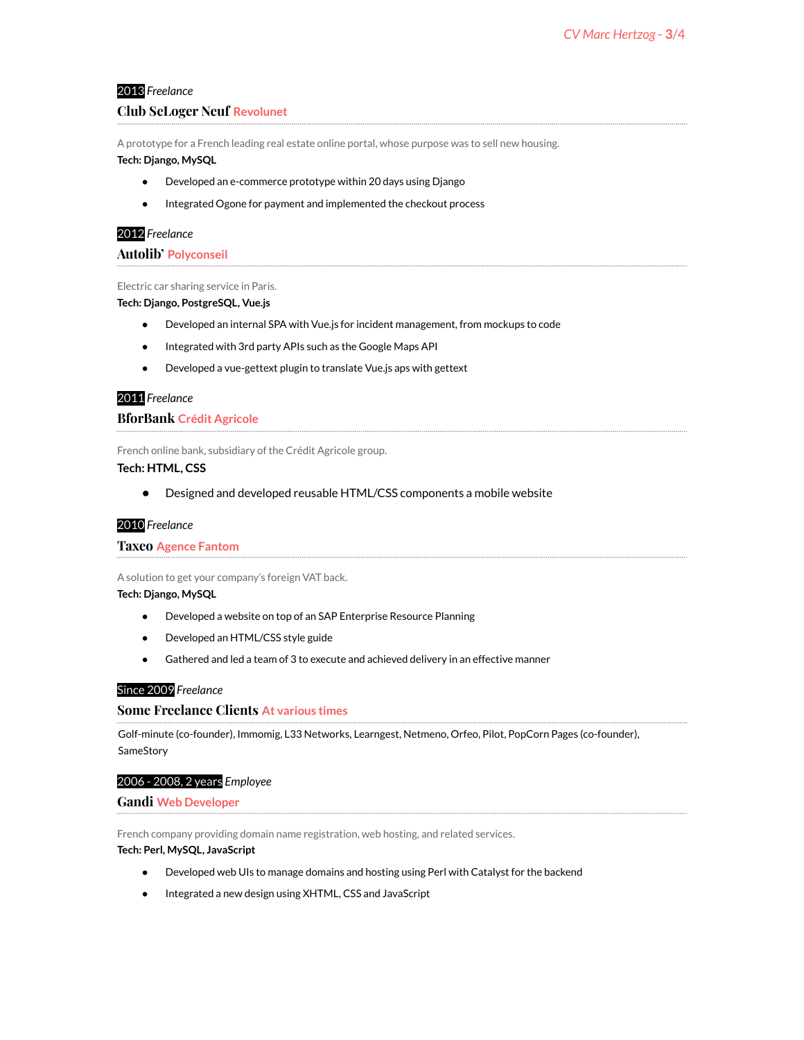**2013** *Freelance*

### Club SeLoger Neuf Revolunet

A prototype for a French leading real estate online portal, whose purpose was to sell new housing.

**Tech: Django, MySQL**

- Developed an e-commerce prototype within 20 days using Django
- Integrated Ogone for payment and implemented the checkout process

**2012** *Freelance*

### Autolib' Polyconseil

Electric car sharing service in Paris.

**Tech: Django, PostgreSQL, Vue.js**

- Developed an internal SPA with Vue.js for incident management, from mockups to code
- Integrated with 3rd party APIs such as the Google Maps API
- Developed a vue-gettext plugin to translate Vue.js aps with gettext

**2011** *Freelance*

### BforBank Crédit Agricole

French online bank, subsidiary of the Crédit Agricole group.

**Tech: HTML, CSS**

- Designed and developed reusable HTML/CSS components a mobile website

**2010** *Freelance*

### Taxeo Agence Fantom

A solution to get your company's foreign VAT back.

**Tech: Django, MySQL**

- Developed a website on top of an SAP Enterprise Resource Planning
- Developed an HTML/CSS style guide
- Gathered and led a team of 3 to execute and achieved delivery in an effective manner

**Since 2009** *Freelance*

### Some Freelance Clients At various times

Golf-minute (co-founder), Immomig, L33 Networks, Learngest, Netmeno, Orfeo, Pilot, PopCorn Pages (co-founder), SameStory

**2006 - 2008, 2 years** *Employee*

### Gandi Web Developer

French company providing domain name registration, web hosting, and related services.

**Tech: Perl, MySQL, JavaScript**

- Developed web UIs to manage domains and hosting using Perl with Catalyst for the backend
- Integrated a new design using XHTML, CSS and JavaScript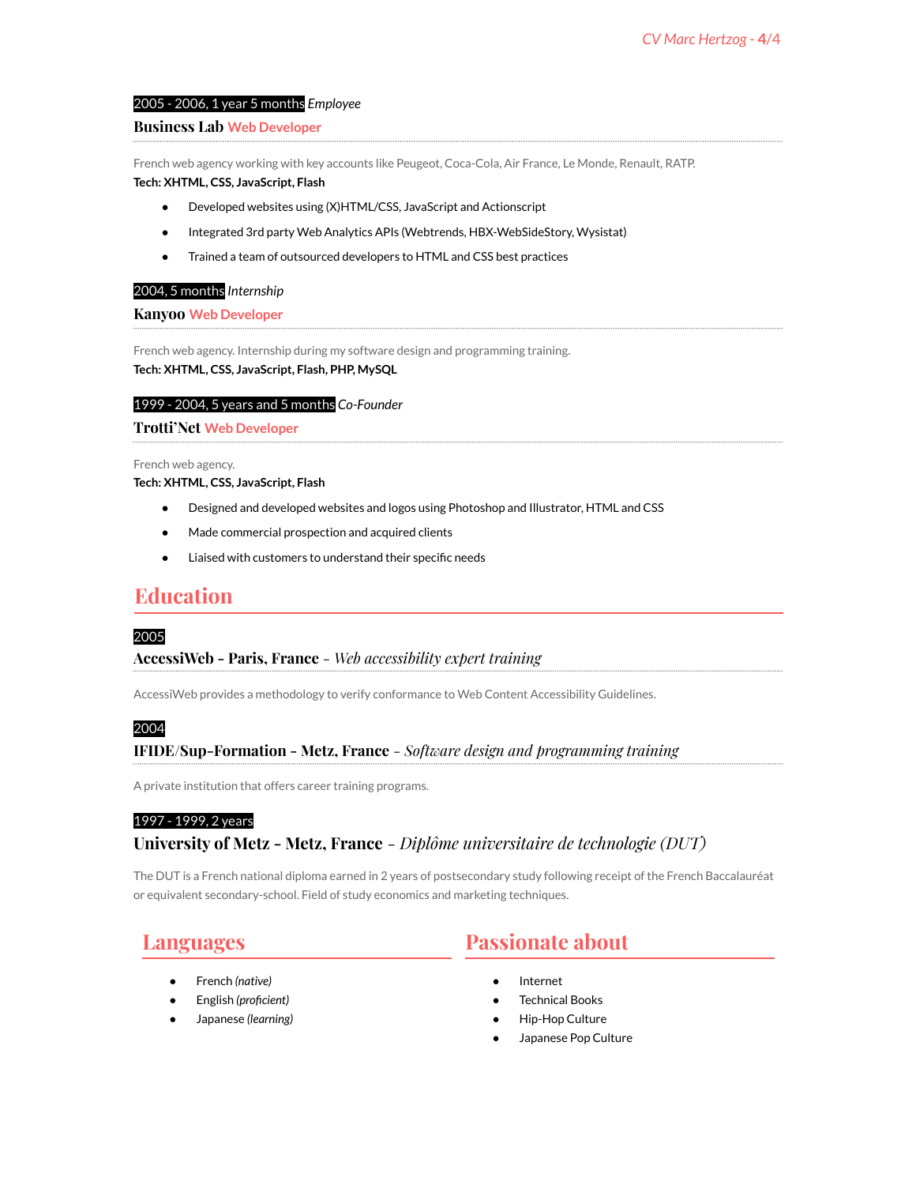2005 - 2006, 1 year 5 months *Employee*

### Business Lab Web Developer

French web agency working with key accounts like Peugeot, Coca-Cola, Air France, Le Monde, Renault, RATP.

**Tech: XHTML, CSS, JavaScript, Flash**

- Developed websites using (X)HTML/CSS, JavaScript and Actionscript
- Integrated 3rd party Web Analytics APIs (Webtrends, HBX-WebSideStory, Wysistat)
- Trained a team of outsourced developers to HTML and CSS best practices

2004, 5 months *Internship*

### Kanyoo Web Developer

French web agency. Internship during my software design and programming training.

**Tech: XHTML, CSS, JavaScript, Flash, PHP, MySQL**

1999 - 2004, 5 years and 5 months *Co-Founder*

### Trotti'Net Web Developer

French web agency.

**Tech: XHTML, CSS, JavaScript, Flash**

- Designed and developed websites and logos using Photoshop and Illustrator, HTML and CSS
- Made commercial prospection and acquired clients
- Liaised with customers to understand their specific needs

## Education

2005

### AccessiWeb - Paris, France - *Web accessibility expert training*

AccessiWeb provides a methodology to verify conformance to Web Content Accessibility Guidelines.

2004

### IFIDE/Sup-Formation - Metz, France - *Software design and programming training*

A private institution that offers career training programs.

1997 - 1999, 2 years

### University of Metz - Metz, France - *Diplôme universitaire de technologie (DUT)*

The DUT is a French national diploma earned in 2 years of postsecondary study following receipt of the French Baccalauréat or equivalent secondary-school. Field of study economics and marketing techniques.

## Languages

- French *(native)*
- English *(proficient)*
- Japanese *(learning)*

## Passionate about

- Internet
- Technical Books
- Hip-Hop Culture
- Japanese Pop Culture